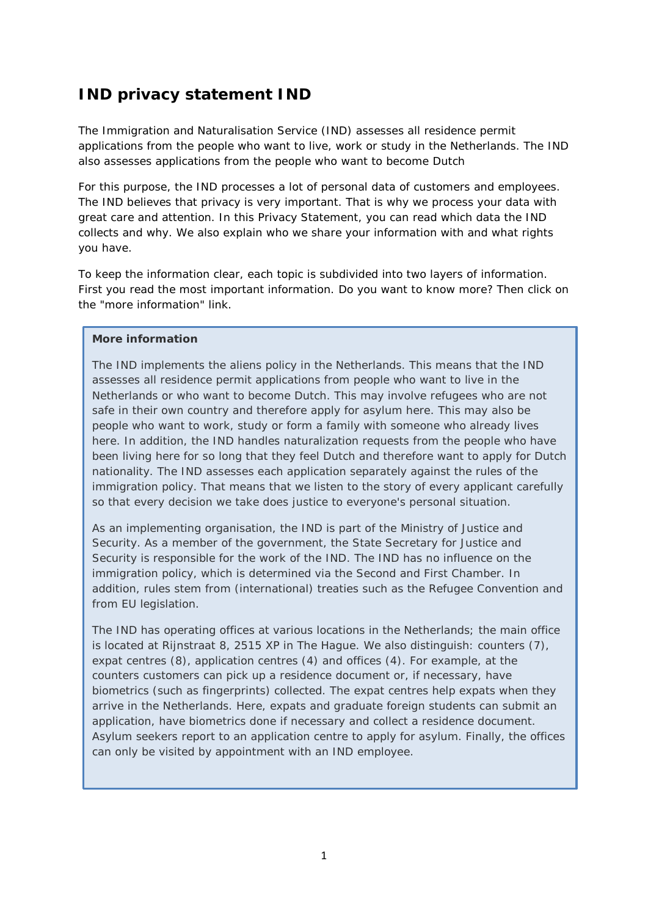# IND privacy statement IND

The Immigration and Naturalisation Service (IND) assesses all residence permit applications from the people who want to live, work or study in the Netherlands. The IND also assesses applications from the people who want to become Dutch

For this purpose, the IND processes a lot of personal data of customers and employees. The IND believes that privacy is very important. That is why we process your data with great care and attention. In this Privacy Statement, you can read which data the IND collects and why. We also explain who we share your information with and what rights you have.

To keep the information clear, each topic is subdivided into two layers of information. First you read the most important information. Do you want to know more? Then click on the "more information" link.

**More information**

The IND implements the aliens policy in the Netherlands. This means that the IND assesses all residence permit applications from people who want to live in the Netherlands or who want to become Dutch. This may involve refugees who are not safe in their own country and therefore apply for asylum here. This may also be people who want to work, study or form a family with someone who already lives here. In addition, the IND handles naturalization requests from the people who have been living here for so long that they feel Dutch and therefore want to apply for Dutch nationality. The IND assesses each application separately against the rules of the immigration policy. That means that we listen to the story of every applicant carefully so that every decision we take does justice to everyone's personal situation.

As an implementing organisation, the IND is part of the Ministry of Justice and Security. As a member of the government, the State Secretary for Justice and Security is responsible for the work of the IND. The IND has no influence on the immigration policy, which is determined via the Second and First Chamber. In addition, rules stem from (international) treaties such as the Refugee Convention and from EU legislation.

The IND has operating offices at various locations in the Netherlands; the main office is located at Rijnstraat 8, 2515 XP in The Hague. We also distinguish: counters (7), expat centres (8), application centres (4) and offices (4). For example, at the counters customers can pick up a residence document or, if necessary, have biometrics (such as fingerprints) collected. The expat centres help expats when they arrive in the Netherlands. Here, expats and graduate foreign students can submit an application, have biometrics done if necessary and collect a residence document. Asylum seekers report to an application centre to apply for asylum. Finally, the offices can only be visited by appointment with an IND employee.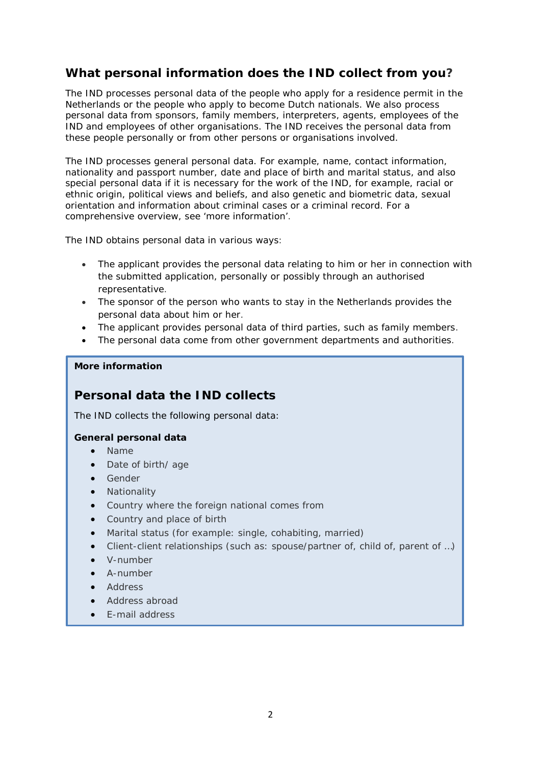## What personal information does the IND collect from you?

The IND processes personal data of the people who apply for a residence permit in the Netherlands or the people who apply to become Dutch nationals. We also process personal data from sponsors, family members, interpreters, agents, employees of the IND and employees of other organisations. The IND receives the personal data from these people personally or from other persons or organisations involved.

The IND processes general personal data. For example, name, contact information, nationality and passport number, date and place of birth and marital status, and also special personal data if it is necessary for the work of the IND, for example, racial or ethnic origin, political views and beliefs, and also genetic and biometric data, sexual orientation and information about criminal cases or a criminal record. For a comprehensive overview, see 'more information'.

The IND obtains personal data in various ways:

- The applicant provides the personal data relating to him or her in connection with the submitted application, personally or possibly through an authorised representative.
- The sponsor of the person who wants to stay in the Netherlands provides the personal data about him or her.
- The applicant provides personal data of third parties, such as family members.
- The personal data come from other government departments and authorities.

**More information**

## Personal data the IND collects

The IND collects the following personal data:

**General personal data**

- Name
- Date of birth/ age
- Gender
- Nationality
- Country where the foreign national comes from
- Country and place of birth
- Marital status (for example: single, cohabiting, married)
- Client-client relationships (such as: spouse/partner of, child of, parent of …)
- V-number
- A-number
- Address
- Address abroad
- E-mail address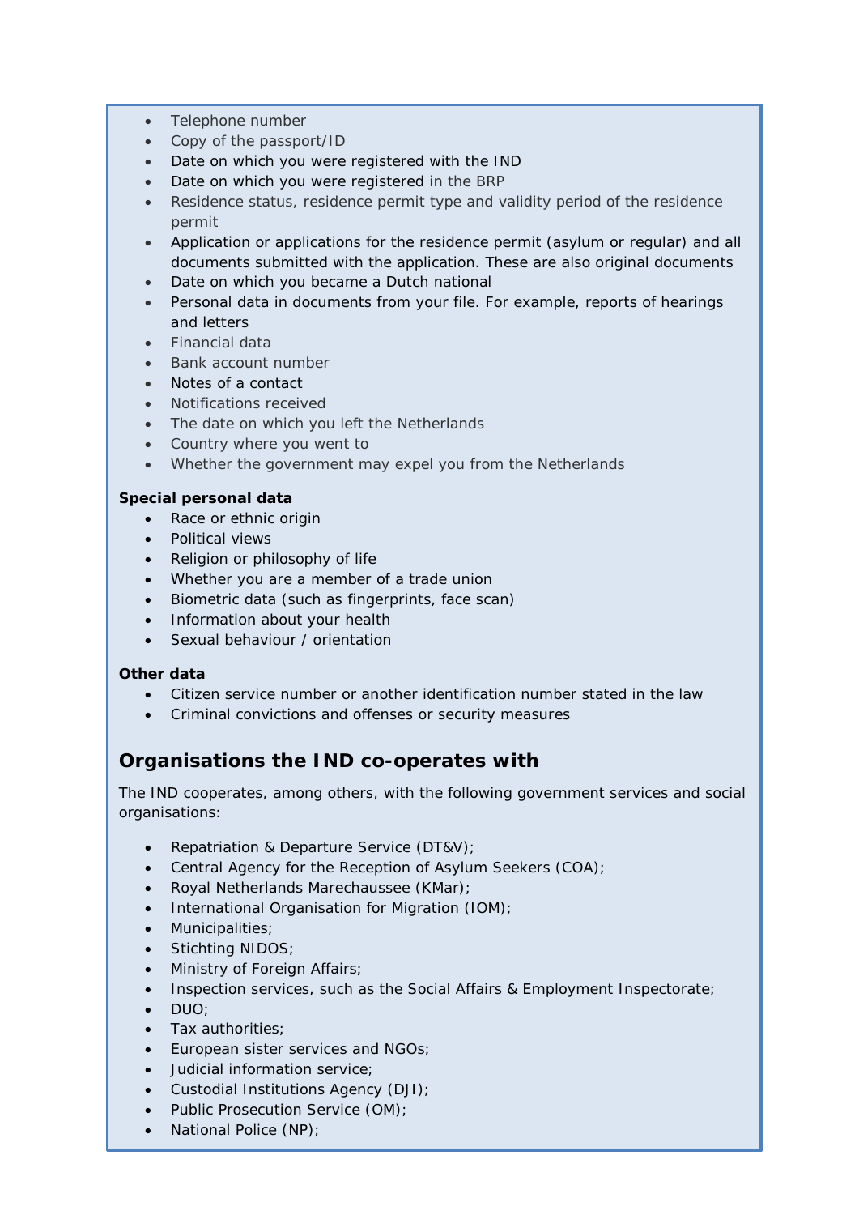- Telephone number
- Copy of the passport/ID
- Date on which you were registered with the IND
- Date on which you were registered in the BRP
- Residence status, residence permit type and validity period of the residence permit
- Application or applications for the residence permit (asylum or regular) and all documents submitted with the application. These are also original documents
- Date on which you became a Dutch national
- Personal data in documents from your file. For example, reports of hearings and letters
- Financial data
- Bank account number
- Notes of a contact
- Notifications received
- The date on which you left the Netherlands
- Country where you went to
- Whether the government may expel you from the Netherlands

**Special personal data**

- Race or ethnic origin
- Political views
- Religion or philosophy of life
- Whether you are a member of a trade union
- Biometric data (such as fingerprints, face scan)
- Information about your health
- Sexual behaviour / orientation

**Other data**

- Citizen service number or another identification number stated in the law
- Criminal convictions and offenses or security measures

## Organisations the IND co-operates with

The IND cooperates, among others, with the following government services and social organisations:

- Repatriation & Departure Service (DT&V);
- Central Agency for the Reception of Asylum Seekers (COA);
- Royal Netherlands Marechaussee (KMar);
- International Organisation for Migration (IOM);
- Municipalities;
- Stichting NIDOS;
- Ministry of Foreign Affairs;
- Inspection services, such as the Social Affairs & Employment Inspectorate;
- DUO;
- Tax authorities;
- European sister services and NGOs;
- Judicial information service;
- Custodial Institutions Agency (DJI);
- Public Prosecution Service (OM);
- National Police (NP);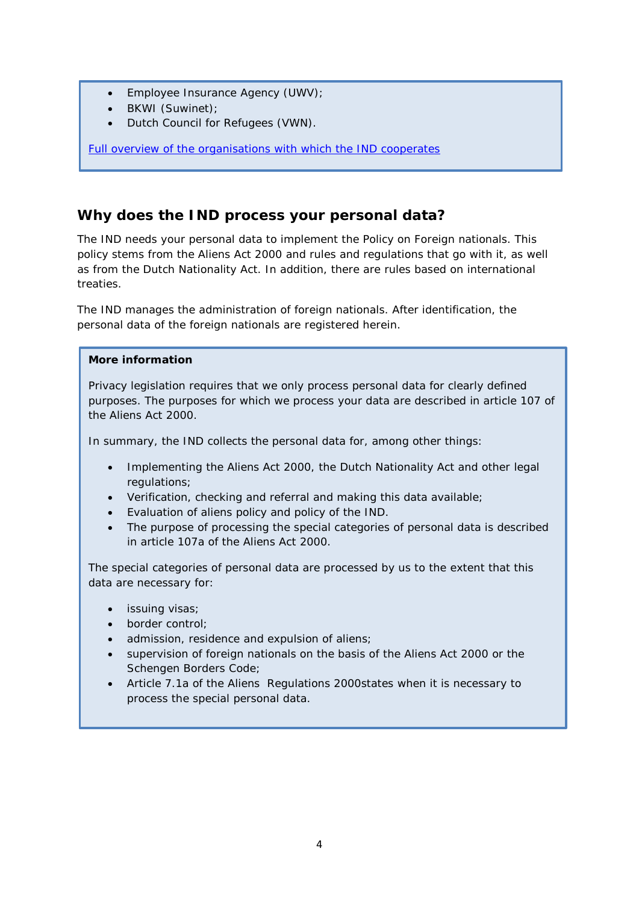- Employee Insurance Agency (UWV);
- BKWI (Suwinet);
- Dutch Council for Refugees (VWN).

Full overview of the organisations with which the IND cooperates

## Why does the IND process your personal data?

The IND needs your personal data to implement the Policy on Foreign nationals. This policy stems from the Aliens Act 2000 and rules and regulations that go with it, as well as from the Dutch Nationality Act. In addition, there are rules based on international treaties.

The IND manages the administration of foreign nationals. After identification, the personal data of the foreign nationals are registered herein.

**More information**

Privacy legislation requires that we only process personal data for clearly defined purposes. The purposes for which we process your data are described in article 107 of the Aliens Act 2000.

In summary, the IND collects the personal data for, among other things:

- Implementing the Aliens Act 2000, the Dutch Nationality Act and other legal regulations;
- Verification, checking and referral and making this data available;
- Evaluation of aliens policy and policy of the IND.
- The purpose of processing the special categories of personal data is described in article 107a of the Aliens Act 2000.

The special categories of personal data are processed by us to the extent that this data are necessary for:

- issuing visas;
- border control;
- admission, residence and expulsion of aliens;
- supervision of foreign nationals on the basis of the Aliens Act 2000 or the Schengen Borders Code;
- Article 7.1a of the Aliens Regulations 2000states when it is necessary to process the special personal data.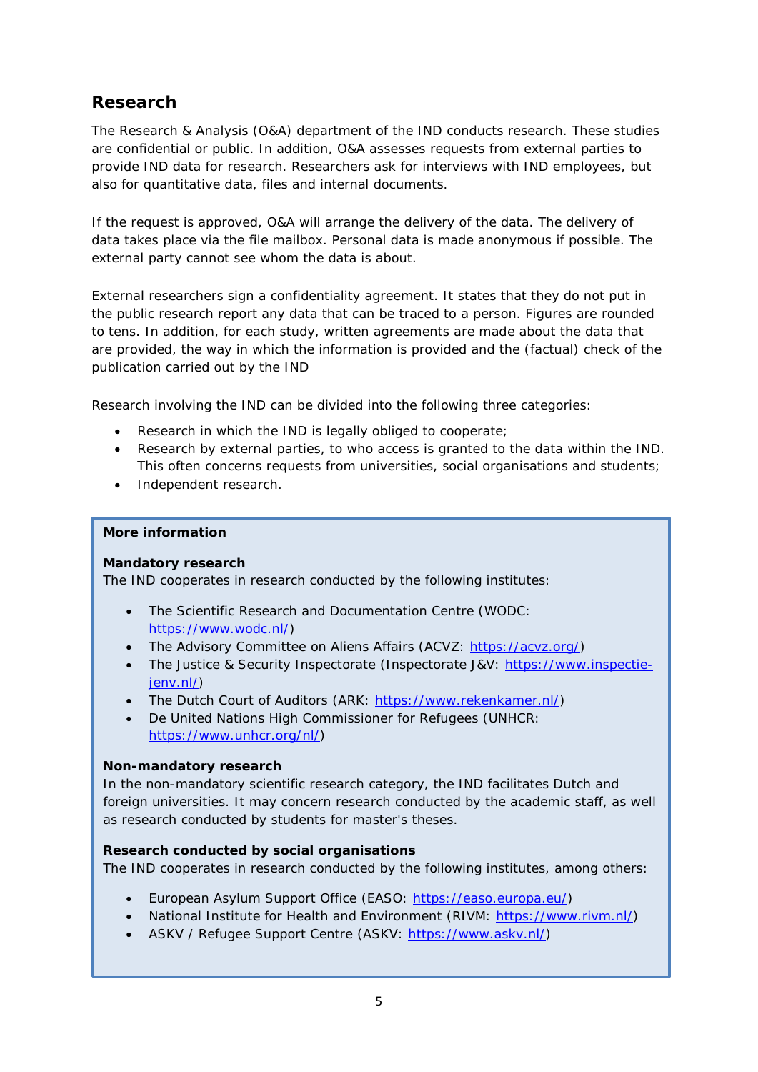## Research

The Research & Analysis (O&A) department of the IND conducts research. These studies are confidential or public. In addition, O&A assesses requests from external parties to provide IND data for research. Researchers ask for interviews with IND employees, but also for quantitative data, files and internal documents.

If the request is approved, O&A will arrange the delivery of the data. The delivery of data takes place via the file mailbox. Personal data is made anonymous if possible. The external party cannot see whom the data is about.

External researchers sign a confidentiality agreement. It states that they do not put in the public research report any data that can be traced to a person. Figures are rounded to tens. In addition, for each study, written agreements are made about the data that are provided, the way in which the information is provided and the (factual) check of the publication carried out by the IND

Research involving the IND can be divided into the following three categories:

- Research in which the IND is legally obliged to cooperate;
- Research by external parties, to who access is granted to the data within the IND. This often concerns requests from universities, social organisations and students;
- Independent research.

**More information**

**Mandatory research**
The IND cooperates in research conducted by the following institutes:

- The Scientific Research and Documentation Centre (WODC: https://www.wodc.nl/)
- The Advisory Committee on Aliens Affairs (ACVZ: https://acvz.org/)
- The Justice & Security Inspectorate (Inspectorate J&V: https://www.inspectie-jenv.nl/)
- The Dutch Court of Auditors (ARK: https://www.rekenkamer.nl/)
- De United Nations High Commissioner for Refugees (UNHCR: https://www.unhcr.org/nl/)

**Non-mandatory research**
In the non-mandatory scientific research category, the IND facilitates Dutch and foreign universities. It may concern research conducted by the academic staff, as well as research conducted by students for master's theses.

**Research conducted by social organisations**
The IND cooperates in research conducted by the following institutes, among others:

- European Asylum Support Office (EASO: https://easo.europa.eu/)
- National Institute for Health and Environment (RIVM: https://www.rivm.nl/)
- ASKV / Refugee Support Centre (ASKV: https://www.askv.nl/)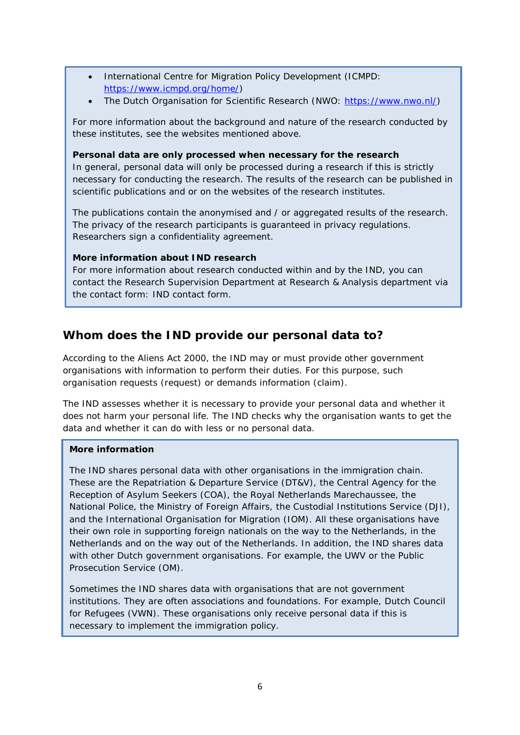- International Centre for Migration Policy Development (ICMPD: https://www.icmpd.org/home/)
- The Dutch Organisation for Scientific Research (NWO: https://www.nwo.nl/)

For more information about the background and nature of the research conducted by these institutes, see the websites mentioned above.

**Personal data are only processed when necessary for the research**

In general, personal data will only be processed during a research if this is strictly necessary for conducting the research. The results of the research can be published in scientific publications and or on the websites of the research institutes.

The publications contain the anonymised and / or aggregated results of the research. The privacy of the research participants is guaranteed in privacy regulations. Researchers sign a confidentiality agreement.

**More information about IND research**

For more information about research conducted within and by the IND, you can contact the Research Supervision Department at Research & Analysis department via the contact form: IND contact form.

## Whom does the IND provide our personal data to?

According to the Aliens Act 2000, the IND may or must provide other government organisations with information to perform their duties. For this purpose, such organisation requests (request) or demands information (claim).

The IND assesses whether it is necessary to provide your personal data and whether it does not harm your personal life. The IND checks why the organisation wants to get the data and whether it can do with less or no personal data.

**More information**

The IND shares personal data with other organisations in the immigration chain. These are the Repatriation & Departure Service (DT&V), the Central Agency for the Reception of Asylum Seekers (COA), the Royal Netherlands Marechaussee, the National Police, the Ministry of Foreign Affairs, the Custodial Institutions Service (DJI), and the International Organisation for Migration (IOM). All these organisations have their own role in supporting foreign nationals on the way to the Netherlands, in the Netherlands and on the way out of the Netherlands. In addition, the IND shares data with other Dutch government organisations. For example, the UWV or the Public Prosecution Service (OM).

Sometimes the IND shares data with organisations that are not government institutions. They are often associations and foundations. For example, Dutch Council for Refugees (VWN). These organisations only receive personal data if this is necessary to implement the immigration policy.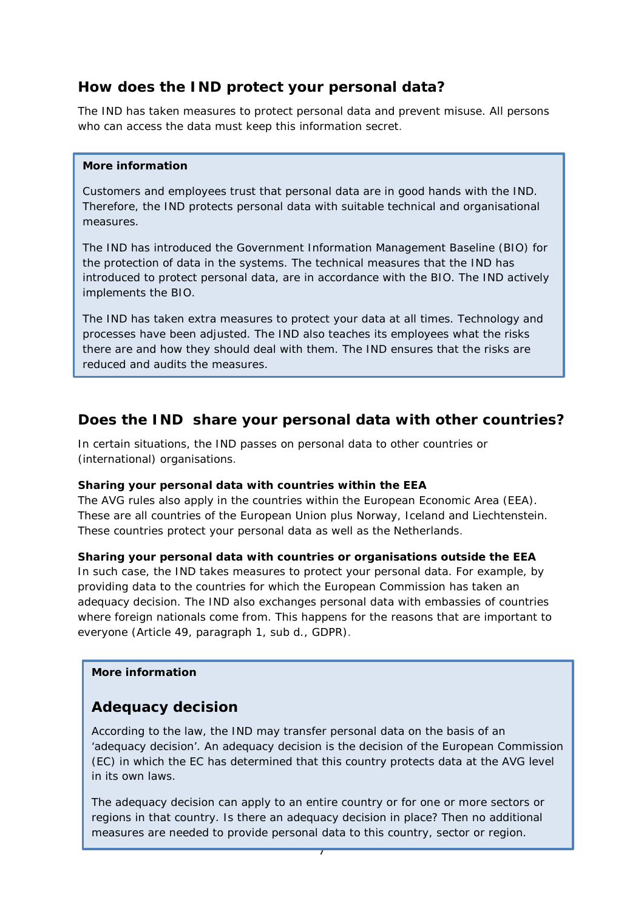## How does the IND protect your personal data?

The IND has taken measures to protect personal data and prevent misuse. All persons who can access the data must keep this information secret.

> **More information**
>
> Customers and employees trust that personal data are in good hands with the IND. Therefore, the IND protects personal data with suitable technical and organisational measures.
>
> The IND has introduced the Government Information Management Baseline (BIO) for the protection of data in the systems. The technical measures that the IND has introduced to protect personal data, are in accordance with the BIO. The IND actively implements the BIO.
>
> The IND has taken extra measures to protect your data at all times. Technology and processes have been adjusted. The IND also teaches its employees what the risks there are and how they should deal with them. The IND ensures that the risks are reduced and audits the measures.

## Does the IND share your personal data with other countries?

In certain situations, the IND passes on personal data to other countries or (international) organisations.

**Sharing your personal data with countries within the EEA**
The AVG rules also apply in the countries within the European Economic Area (EEA). These are all countries of the European Union plus Norway, Iceland and Liechtenstein. These countries protect your personal data as well as the Netherlands.

**Sharing your personal data with countries or organisations outside the EEA**
In such case, the IND takes measures to protect your personal data. For example, by providing data to the countries for which the European Commission has taken an adequacy decision. The IND also exchanges personal data with embassies of countries where foreign nationals come from. This happens for the reasons that are important to everyone (Article 49, paragraph 1, sub d., GDPR).

> **More information**
>
> ## Adequacy decision
>
> According to the law, the IND may transfer personal data on the basis of an 'adequacy decision'. An adequacy decision is the decision of the European Commission (EC) in which the EC has determined that this country protects data at the AVG level in its own laws.
>
> The adequacy decision can apply to an entire country or for one or more sectors or regions in that country. Is there an adequacy decision in place? Then no additional measures are needed to provide personal data to this country, sector or region.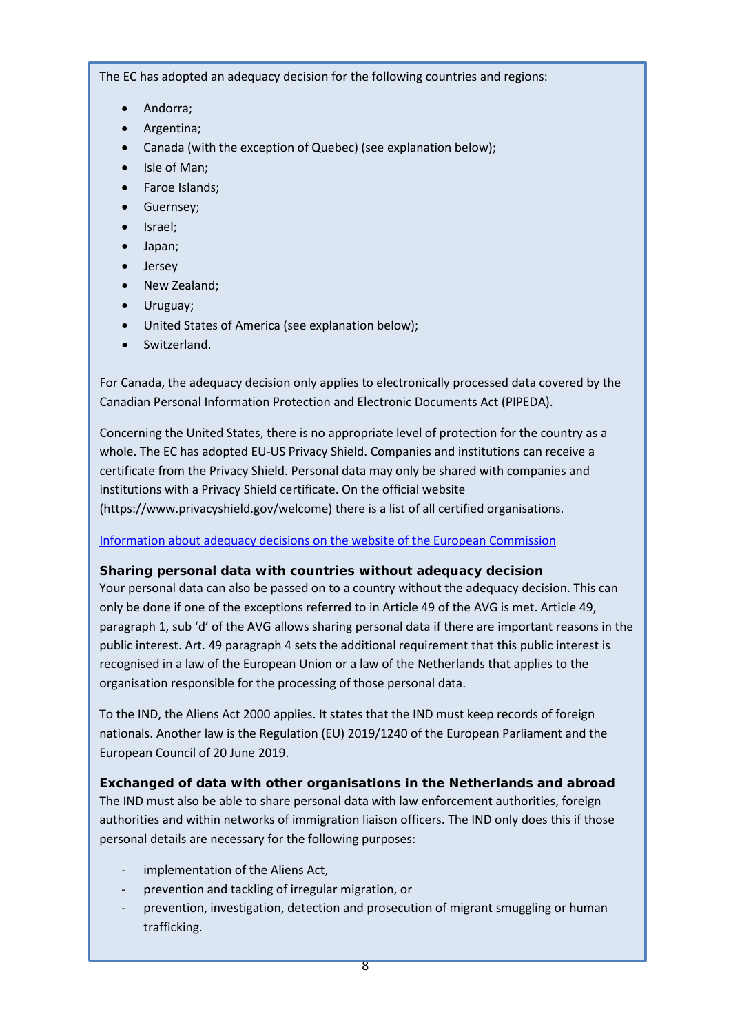The EC has adopted an adequacy decision for the following countries and regions:

- Andorra;
- Argentina;
- Canada (with the exception of Quebec) (see explanation below);
- Isle of Man;
- Faroe Islands;
- Guernsey;
- Israel;
- Japan;
- Jersey
- New Zealand;
- Uruguay;
- United States of America (see explanation below);
- Switzerland.

For Canada, the adequacy decision only applies to electronically processed data covered by the Canadian Personal Information Protection and Electronic Documents Act (PIPEDA).

Concerning the United States, there is no appropriate level of protection for the country as a whole. The EC has adopted EU-US Privacy Shield. Companies and institutions can receive a certificate from the Privacy Shield. Personal data may only be shared with companies and institutions with a Privacy Shield certificate. On the official website (https://www.privacyshield.gov/welcome) there is a list of all certified organisations.

Information about adequacy decisions on the website of the European Commission

**Sharing personal data with countries without adequacy decision**

Your personal data can also be passed on to a country without the adequacy decision. This can only be done if one of the exceptions referred to in Article 49 of the AVG is met. Article 49, paragraph 1, sub 'd' of the AVG allows sharing personal data if there are important reasons in the public interest. Art. 49 paragraph 4 sets the additional requirement that this public interest is recognised in a law of the European Union or a law of the Netherlands that applies to the organisation responsible for the processing of those personal data.

To the IND, the Aliens Act 2000 applies. It states that the IND must keep records of foreign nationals. Another law is the Regulation (EU) 2019/1240 of the European Parliament and the European Council of 20 June 2019.

**Exchanged of data with other organisations in the Netherlands and abroad**

The IND must also be able to share personal data with law enforcement authorities, foreign authorities and within networks of immigration liaison officers. The IND only does this if those personal details are necessary for the following purposes:

- implementation of the Aliens Act,
- prevention and tackling of irregular migration, or
- prevention, investigation, detection and prosecution of migrant smuggling or human trafficking.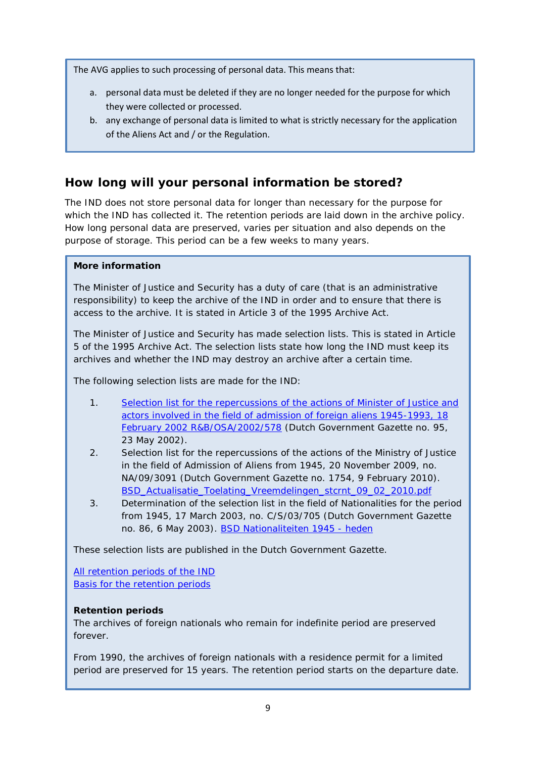The AVG applies to such processing of personal data. This means that:

a. personal data must be deleted if they are no longer needed for the purpose for which they were collected or processed.
b. any exchange of personal data is limited to what is strictly necessary for the application of the Aliens Act and / or the Regulation.

## How long will your personal information be stored?

The IND does not store personal data for longer than necessary for the purpose for which the IND has collected it. The retention periods are laid down in the archive policy. How long personal data are preserved, varies per situation and also depends on the purpose of storage. This period can be a few weeks to many years.

**More information**

The Minister of Justice and Security has a duty of care (that is an administrative responsibility) to keep the archive of the IND in order and to ensure that there is access to the archive. It is stated in Article 3 of the 1995 Archive Act.

The Minister of Justice and Security has made selection lists. This is stated in Article 5 of the 1995 Archive Act. The selection lists state how long the IND must keep its archives and whether the IND may destroy an archive after a certain time.

The following selection lists are made for the IND:

1. Selection list for the repercussions of the actions of Minister of Justice and actors involved in the field of admission of foreign aliens 1945-1993, 18 February 2002 R&B/OSA/2002/578 (Dutch Government Gazette no. 95, 23 May 2002).
2. Selection list for the repercussions of the actions of the Ministry of Justice in the field of Admission of Aliens from 1945, 20 November 2009, no. NA/09/3091 (Dutch Government Gazette no. 1754, 9 February 2010). BSD_Actualisatie_Toelating_Vreemdelingen_stcrnt_09_02_2010.pdf
3. Determination of the selection list in the field of Nationalities for the period from 1945, 17 March 2003, no. C/S/03/705 (Dutch Government Gazette no. 86, 6 May 2003). BSD Nationaliteiten 1945 - heden

These selection lists are published in the Dutch Government Gazette.

All retention periods of the IND
Basis for the retention periods

**Retention periods**
The archives of foreign nationals who remain for indefinite period are preserved forever.

From 1990, the archives of foreign nationals with a residence permit for a limited period are preserved for 15 years. The retention period starts on the departure date.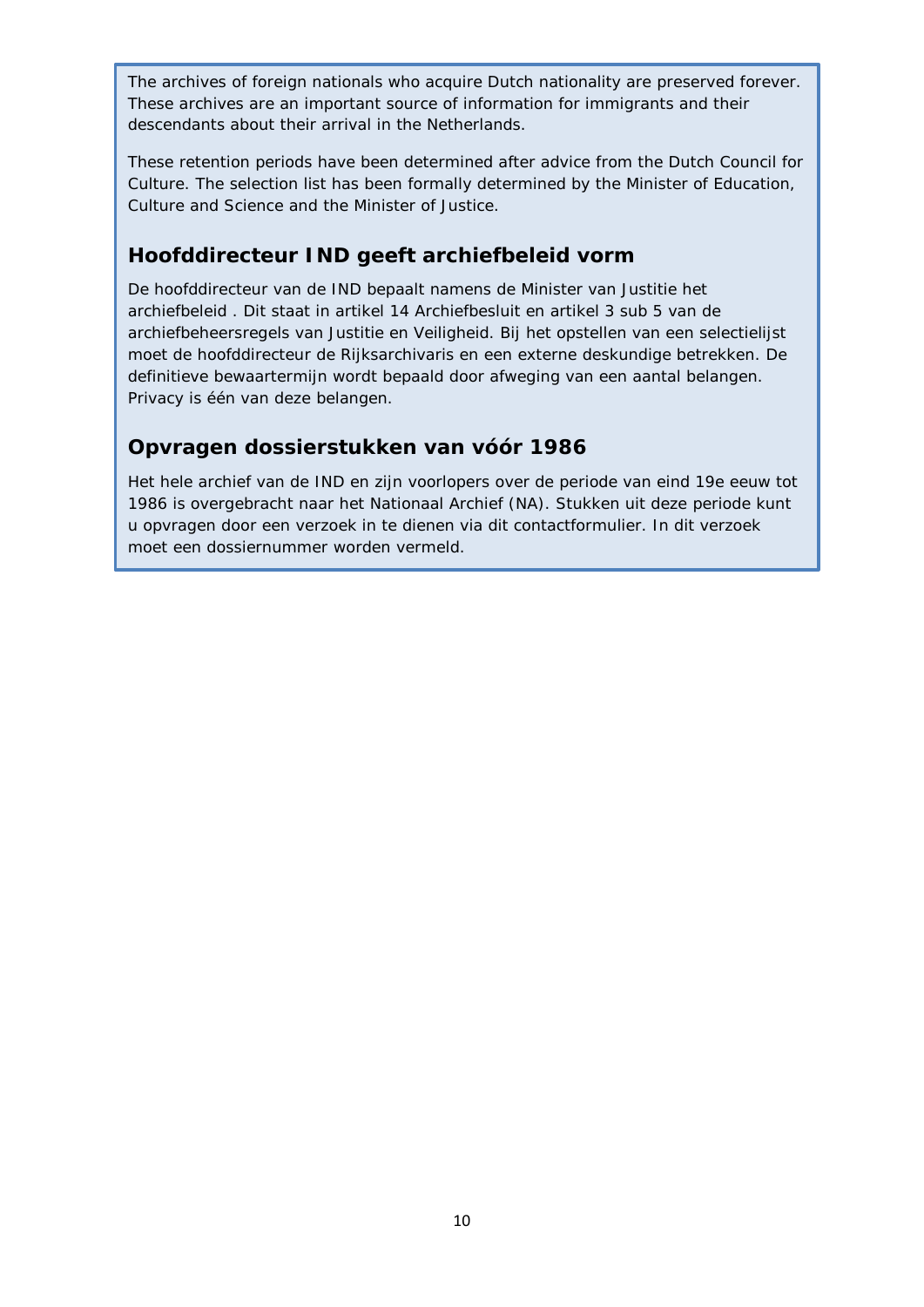The archives of foreign nationals who acquire Dutch nationality are preserved forever. These archives are an important source of information for immigrants and their descendants about their arrival in the Netherlands.

These retention periods have been determined after advice from the Dutch Council for Culture. The selection list has been formally determined by the Minister of Education, Culture and Science and the Minister of Justice.

## Hoofddirecteur IND geeft archiefbeleid vorm

De hoofddirecteur van de IND bepaalt namens de Minister van Justitie het archiefbeleid . Dit staat in artikel 14 Archiefbesluit en artikel 3 sub 5 van de archiefbeheersregels van Justitie en Veiligheid. Bij het opstellen van een selectielijst moet de hoofddirecteur de Rijksarchivaris en een externe deskundige betrekken. De definitieve bewaartermijn wordt bepaald door afweging van een aantal belangen. Privacy is één van deze belangen.

## Opvragen dossierstukken van vóór 1986

Het hele archief van de IND en zijn voorlopers over de periode van eind 19e eeuw tot 1986 is overgebracht naar het Nationaal Archief (NA). Stukken uit deze periode kunt u opvragen door een verzoek in te dienen via dit contactformulier. In dit verzoek moet een dossiernummer worden vermeld.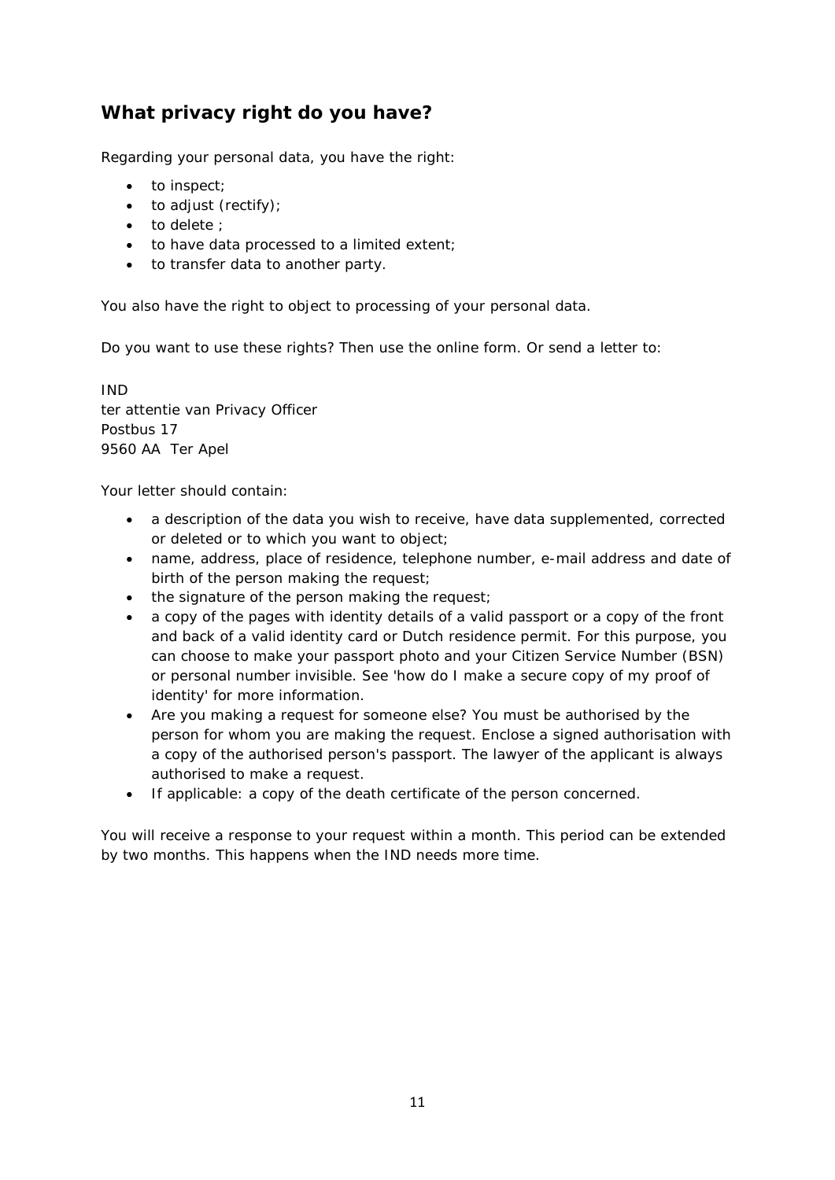## What privacy right do you have?

Regarding your personal data, you have the right:

- to inspect;
- to adjust (rectify);
- to delete ;
- to have data processed to a limited extent;
- to transfer data to another party.

You also have the right to object to processing of your personal data.

Do you want to use these rights? Then use the online form. Or send a letter to:

IND  
ter attentie van Privacy Officer  
Postbus 17  
9560 AA  Ter Apel

Your letter should contain:

- a description of the data you wish to receive, have data supplemented, corrected or deleted or to which you want to object;
- name, address, place of residence, telephone number, e-mail address and date of birth of the person making the request;
- the signature of the person making the request;
- a copy of the pages with identity details of a valid passport or a copy of the front and back of a valid identity card or Dutch residence permit. For this purpose, you can choose to make your passport photo and your Citizen Service Number (BSN) or personal number invisible. See 'how do I make a secure copy of my proof of identity' for more information.
- Are you making a request for someone else? You must be authorised by the person for whom you are making the request. Enclose a signed authorisation with a copy of the authorised person's passport. The lawyer of the applicant is always authorised to make a request.
- If applicable: a copy of the death certificate of the person concerned.

You will receive a response to your request within a month. This period can be extended by two months. This happens when the IND needs more time.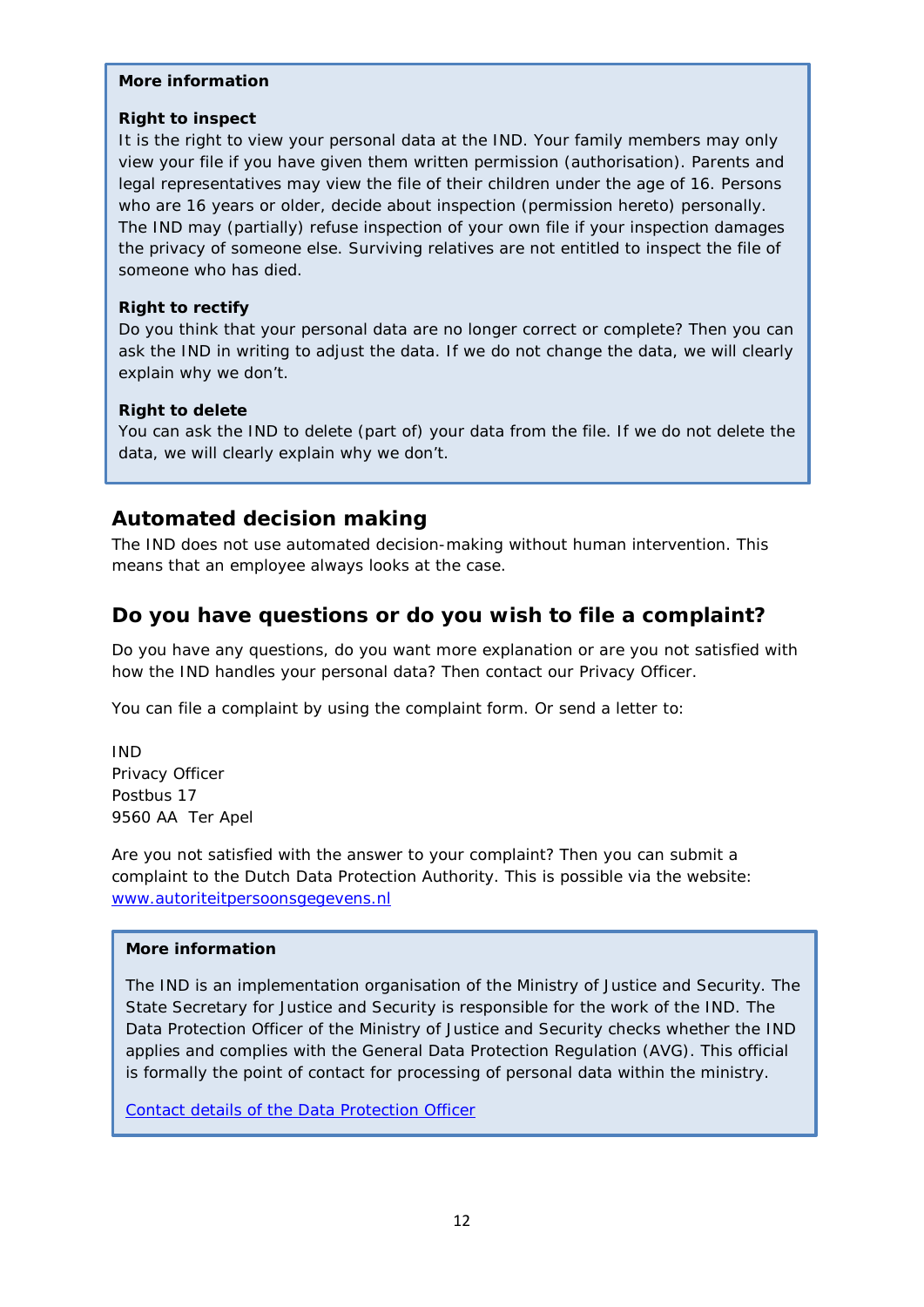**More information**

**Right to inspect**
It is the right to view your personal data at the IND. Your family members may only view your file if you have given them written permission (authorisation). Parents and legal representatives may view the file of their children under the age of 16. Persons who are 16 years or older, decide about inspection (permission hereto) personally. The IND may (partially) refuse inspection of your own file if your inspection damages the privacy of someone else. Surviving relatives are not entitled to inspect the file of someone who has died.

**Right to rectify**
Do you think that your personal data are no longer correct or complete? Then you can ask the IND in writing to adjust the data. If we do not change the data, we will clearly explain why we don't.

**Right to delete**
You can ask the IND to delete (part of) your data from the file. If we do not delete the data, we will clearly explain why we don't.

## Automated decision making

The IND does not use automated decision-making without human intervention. This means that an employee always looks at the case.

## Do you have questions or do you wish to file a complaint?

Do you have any questions, do you want more explanation or are you not satisfied with how the IND handles your personal data? Then contact our Privacy Officer.

You can file a complaint by using the complaint form. Or send a letter to:

IND
Privacy Officer
Postbus 17
9560 AA Ter Apel

Are you not satisfied with the answer to your complaint? Then you can submit a complaint to the Dutch Data Protection Authority. This is possible via the website: www.autoriteitpersoonsgegevens.nl

**More information**

The IND is an implementation organisation of the Ministry of Justice and Security. The State Secretary for Justice and Security is responsible for the work of the IND. The Data Protection Officer of the Ministry of Justice and Security checks whether the IND applies and complies with the General Data Protection Regulation (AVG). This official is formally the point of contact for processing of personal data within the ministry.

Contact details of the Data Protection Officer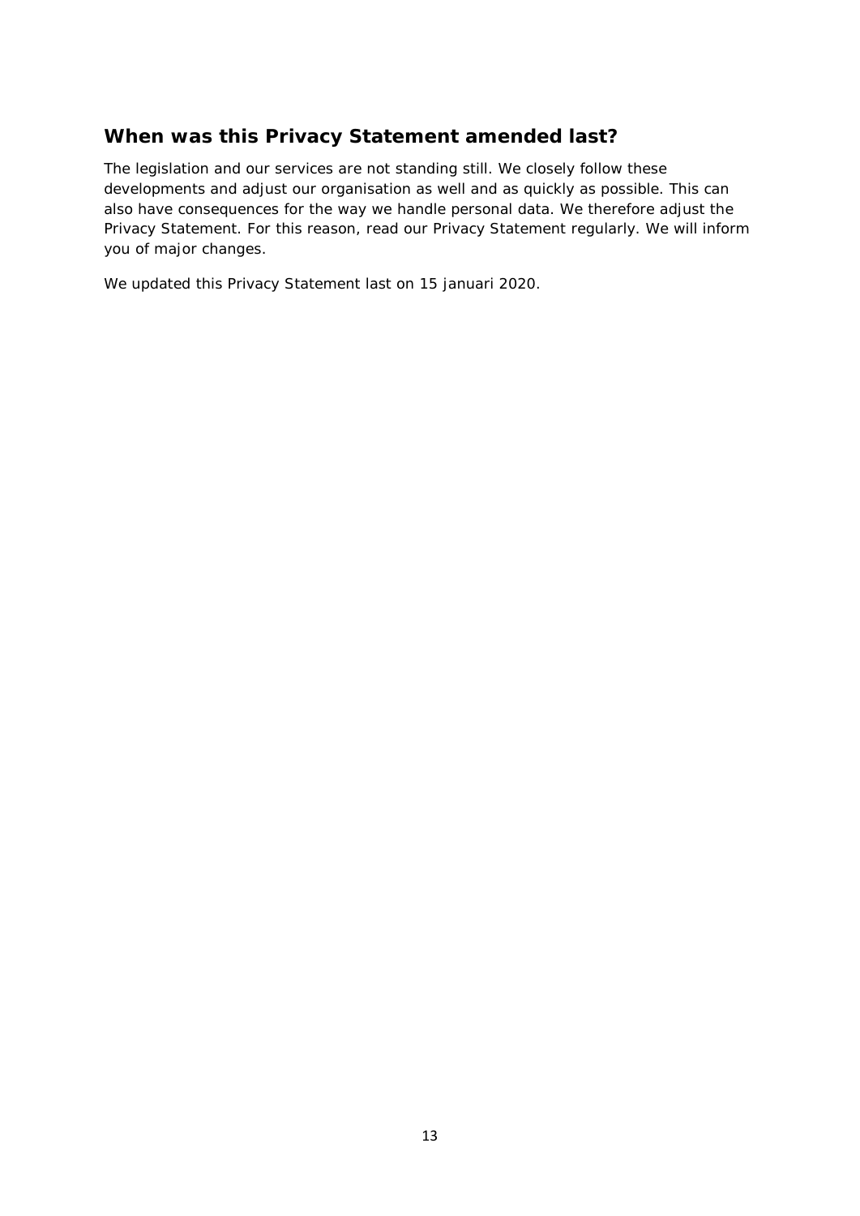## When was this Privacy Statement amended last?

The legislation and our services are not standing still. We closely follow these developments and adjust our organisation as well and as quickly as possible. This can also have consequences for the way we handle personal data. We therefore adjust the Privacy Statement. For this reason, read our Privacy Statement regularly. We will inform you of major changes.

We updated this Privacy Statement last on 15 januari 2020.